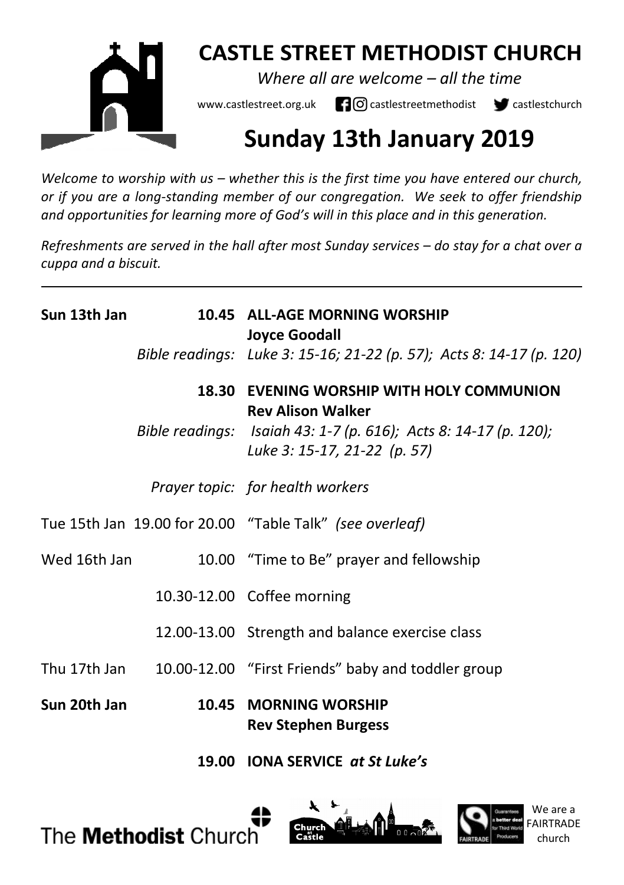# CASTLE STREET METHODIST CHURCH

*Where all are welcome – all the time*

www.castlestreet.org.uk castlestreetmethodist castlestchurch

# Sunday 13th January 2019

*Welcome to worship with us – whether this is the first time you have entered our church, or if you are a long-standing member of our congregation. We seek to offer friendship and opportunities for learning more of God's will in this place and in this generation.*

*Refreshments are served in the hall after most Sunday services – do stay for a chat over a cuppa and a biscuit.*

---

**Sun 13th Jan** **10.45** **ALL-AGE MORNING WORSHIP**
**Joyce Goodall**
*Bible readings: Luke 3: 15-16; 21-22 (p. 57); Acts 8: 14-17 (p. 120)*

**18.30** **EVENING WORSHIP WITH HOLY COMMUNION**
**Rev Alison Walker**
*Bible readings: Isaiah 43: 1-7 (p. 616); Acts 8: 14-17 (p. 120); Luke 3: 15-17, 21-22 (p. 57)*

*Prayer topic: for health workers*

Tue 15th Jan 19.00 for 20.00 "Table Talk" *(see overleaf)*

Wed 16th Jan 10.00 "Time to Be" prayer and fellowship

10.30-12.00 Coffee morning

12.00-13.00 Strength and balance exercise class

Thu 17th Jan 10.00-12.00 "First Friends" baby and toddler group

**Sun 20th Jan** **10.45** **MORNING WORSHIP**
**Rev Stephen Burgess**

**19.00** **IONA SERVICE** ***at St Luke's***

The **Methodist** Church

We are a FAIRTRADE church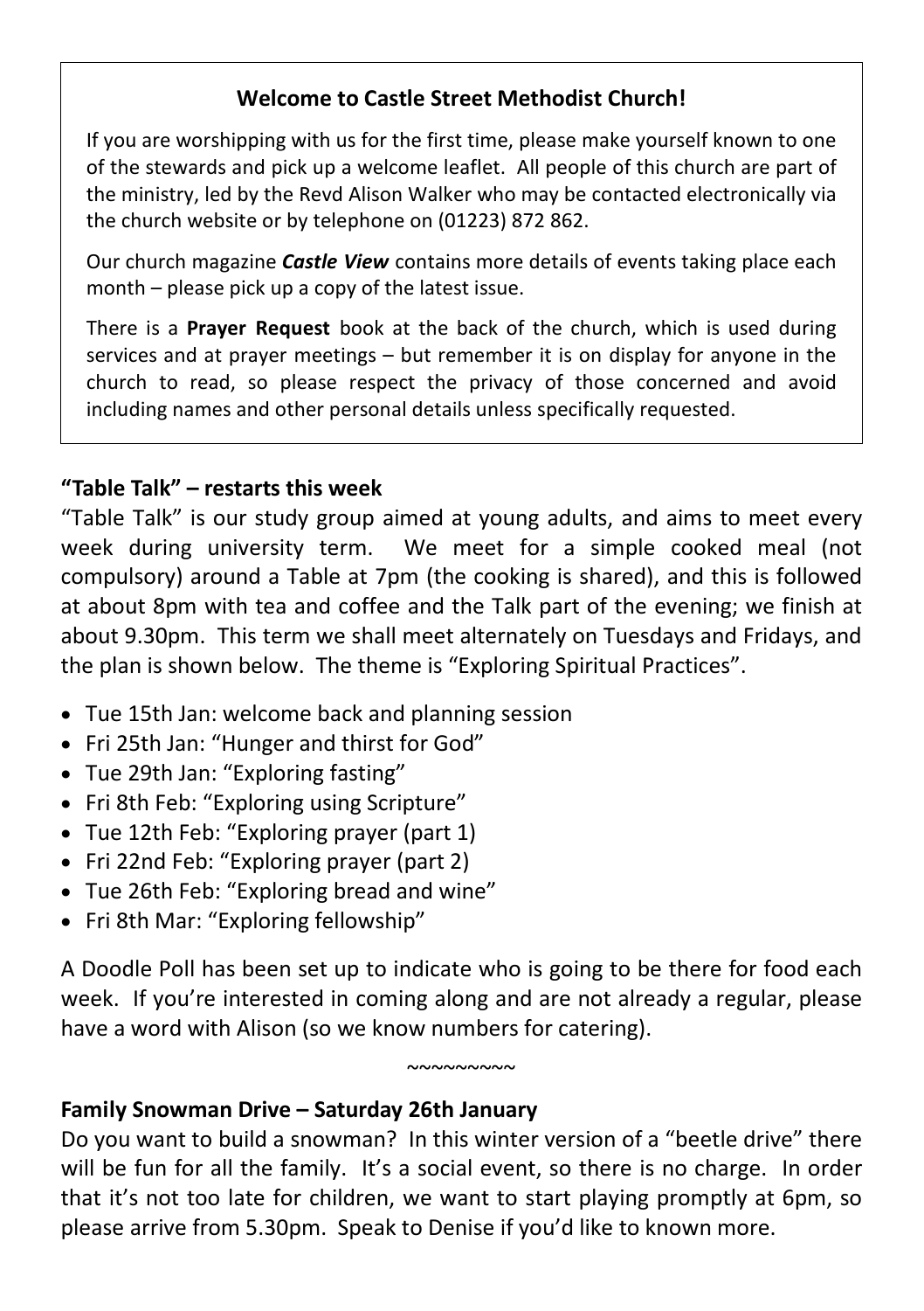## Welcome to Castle Street Methodist Church!

If you are worshipping with us for the first time, please make yourself known to one of the stewards and pick up a welcome leaflet. All people of this church are part of the ministry, led by the Revd Alison Walker who may be contacted electronically via the church website or by telephone on (01223) 872 862.

Our church magazine ***Castle View*** contains more details of events taking place each month – please pick up a copy of the latest issue.

There is a **Prayer Request** book at the back of the church, which is used during services and at prayer meetings – but remember it is on display for anyone in the church to read, so please respect the privacy of those concerned and avoid including names and other personal details unless specifically requested.

### "Table Talk" – restarts this week

"Table Talk" is our study group aimed at young adults, and aims to meet every week during university term. We meet for a simple cooked meal (not compulsory) around a Table at 7pm (the cooking is shared), and this is followed at about 8pm with tea and coffee and the Talk part of the evening; we finish at about 9.30pm. This term we shall meet alternately on Tuesdays and Fridays, and the plan is shown below. The theme is "Exploring Spiritual Practices".

- Tue 15th Jan: welcome back and planning session
- Fri 25th Jan: "Hunger and thirst for God"
- Tue 29th Jan: "Exploring fasting"
- Fri 8th Feb: "Exploring using Scripture"
- Tue 12th Feb: "Exploring prayer (part 1)
- Fri 22nd Feb: "Exploring prayer (part 2)
- Tue 26th Feb: "Exploring bread and wine"
- Fri 8th Mar: "Exploring fellowship"

A Doodle Poll has been set up to indicate who is going to be there for food each week. If you're interested in coming along and are not already a regular, please have a word with Alison (so we know numbers for catering).

~~~~~~~~~

### Family Snowman Drive – Saturday 26th January

Do you want to build a snowman? In this winter version of a "beetle drive" there will be fun for all the family. It's a social event, so there is no charge. In order that it's not too late for children, we want to start playing promptly at 6pm, so please arrive from 5.30pm. Speak to Denise if you'd like to known more.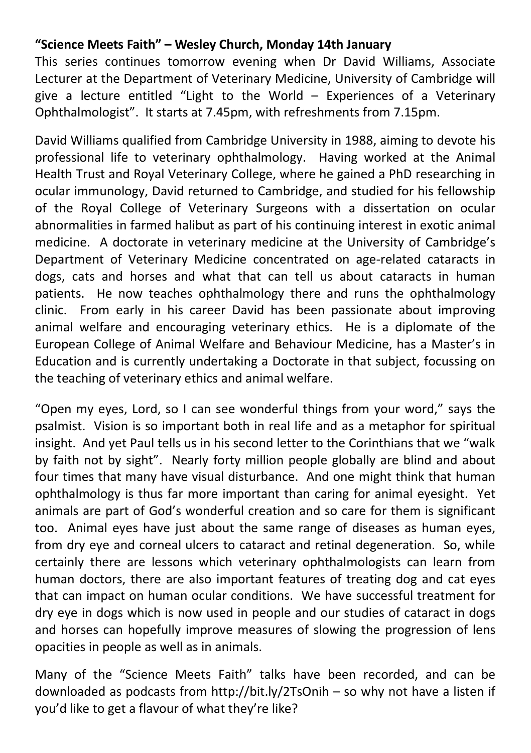**“Science Meets Faith” – Wesley Church, Monday 14th January**

This series continues tomorrow evening when Dr David Williams, Associate Lecturer at the Department of Veterinary Medicine, University of Cambridge will give a lecture entitled “Light to the World – Experiences of a Veterinary Ophthalmologist”. It starts at 7.45pm, with refreshments from 7.15pm.

David Williams qualified from Cambridge University in 1988, aiming to devote his professional life to veterinary ophthalmology. Having worked at the Animal Health Trust and Royal Veterinary College, where he gained a PhD researching in ocular immunology, David returned to Cambridge, and studied for his fellowship of the Royal College of Veterinary Surgeons with a dissertation on ocular abnormalities in farmed halibut as part of his continuing interest in exotic animal medicine. A doctorate in veterinary medicine at the University of Cambridge’s Department of Veterinary Medicine concentrated on age-related cataracts in dogs, cats and horses and what that can tell us about cataracts in human patients. He now teaches ophthalmology there and runs the ophthalmology clinic. From early in his career David has been passionate about improving animal welfare and encouraging veterinary ethics. He is a diplomate of the European College of Animal Welfare and Behaviour Medicine, has a Master’s in Education and is currently undertaking a Doctorate in that subject, focussing on the teaching of veterinary ethics and animal welfare.

“Open my eyes, Lord, so I can see wonderful things from your word,” says the psalmist. Vision is so important both in real life and as a metaphor for spiritual insight. And yet Paul tells us in his second letter to the Corinthians that we “walk by faith not by sight”. Nearly forty million people globally are blind and about four times that many have visual disturbance. And one might think that human ophthalmology is thus far more important than caring for animal eyesight. Yet animals are part of God’s wonderful creation and so care for them is significant too. Animal eyes have just about the same range of diseases as human eyes, from dry eye and corneal ulcers to cataract and retinal degeneration. So, while certainly there are lessons which veterinary ophthalmologists can learn from human doctors, there are also important features of treating dog and cat eyes that can impact on human ocular conditions. We have successful treatment for dry eye in dogs which is now used in people and our studies of cataract in dogs and horses can hopefully improve measures of slowing the progression of lens opacities in people as well as in animals.

Many of the “Science Meets Faith” talks have been recorded, and can be downloaded as podcasts from http://bit.ly/2TsOnih – so why not have a listen if you’d like to get a flavour of what they’re like?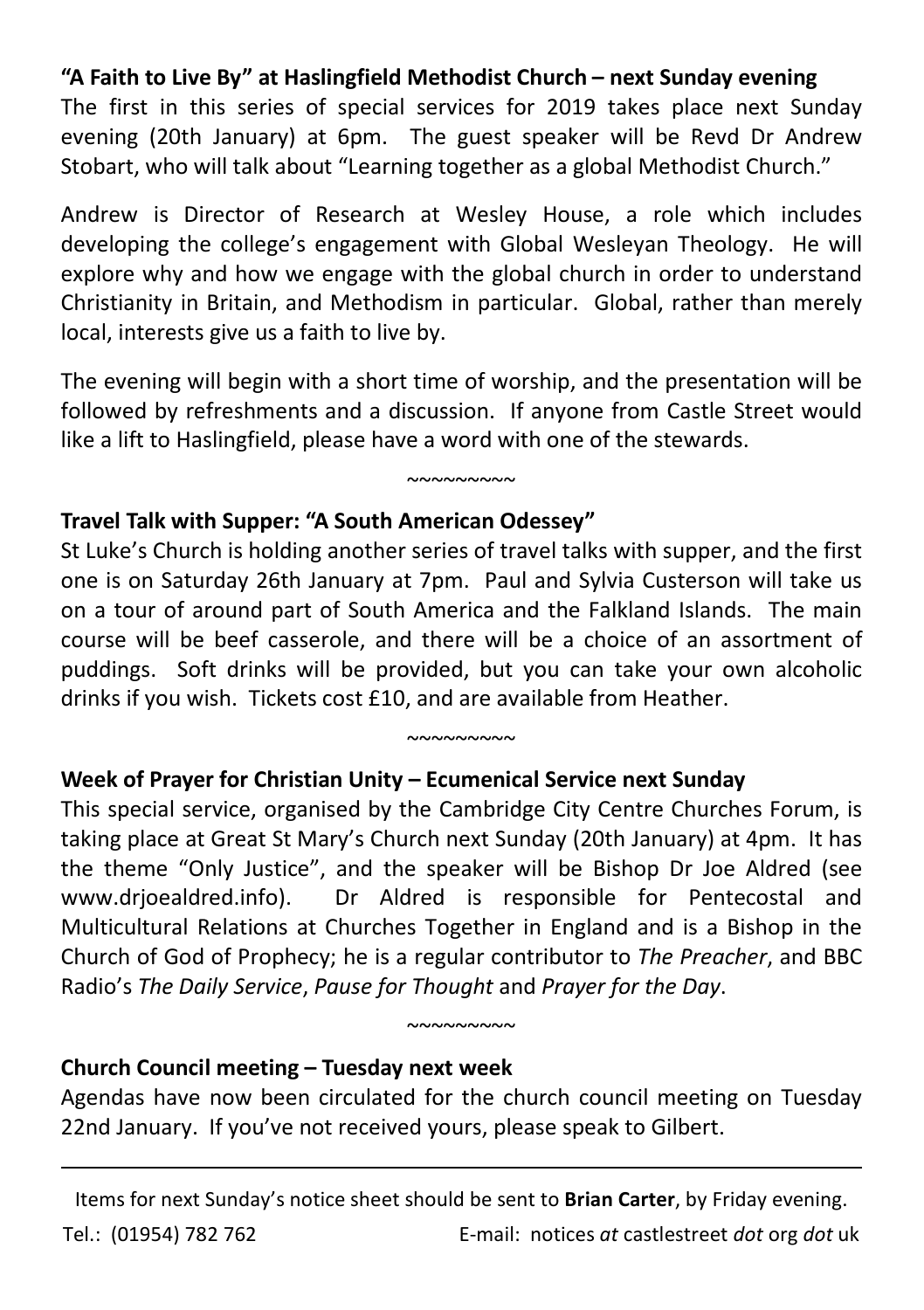**"A Faith to Live By" at Haslingfield Methodist Church – next Sunday evening**

The first in this series of special services for 2019 takes place next Sunday evening (20th January) at 6pm. The guest speaker will be Revd Dr Andrew Stobart, who will talk about "Learning together as a global Methodist Church."

Andrew is Director of Research at Wesley House, a role which includes developing the college's engagement with Global Wesleyan Theology. He will explore why and how we engage with the global church in order to understand Christianity in Britain, and Methodism in particular. Global, rather than merely local, interests give us a faith to live by.

The evening will begin with a short time of worship, and the presentation will be followed by refreshments and a discussion. If anyone from Castle Street would like a lift to Haslingfield, please have a word with one of the stewards.

~~~~~~~~~

**Travel Talk with Supper: "A South American Odessey"**

St Luke's Church is holding another series of travel talks with supper, and the first one is on Saturday 26th January at 7pm. Paul and Sylvia Custerson will take us on a tour of around part of South America and the Falkland Islands. The main course will be beef casserole, and there will be a choice of an assortment of puddings. Soft drinks will be provided, but you can take your own alcoholic drinks if you wish. Tickets cost £10, and are available from Heather.

~~~~~~~~~

**Week of Prayer for Christian Unity – Ecumenical Service next Sunday**

This special service, organised by the Cambridge City Centre Churches Forum, is taking place at Great St Mary's Church next Sunday (20th January) at 4pm. It has the theme "Only Justice", and the speaker will be Bishop Dr Joe Aldred (see www.drjoealdred.info). Dr Aldred is responsible for Pentecostal and Multicultural Relations at Churches Together in England and is a Bishop in the Church of God of Prophecy; he is a regular contributor to *The Preacher*, and BBC Radio's *The Daily Service*, *Pause for Thought* and *Prayer for the Day*.

~~~~~~~~~

**Church Council meeting – Tuesday next week**

Agendas have now been circulated for the church council meeting on Tuesday 22nd January. If you've not received yours, please speak to Gilbert.

---

Items for next Sunday's notice sheet should be sent to **Brian Carter**, by Friday evening.

Tel.: (01954) 782 762 E-mail: notices *at* castlestreet *dot* org *dot* uk